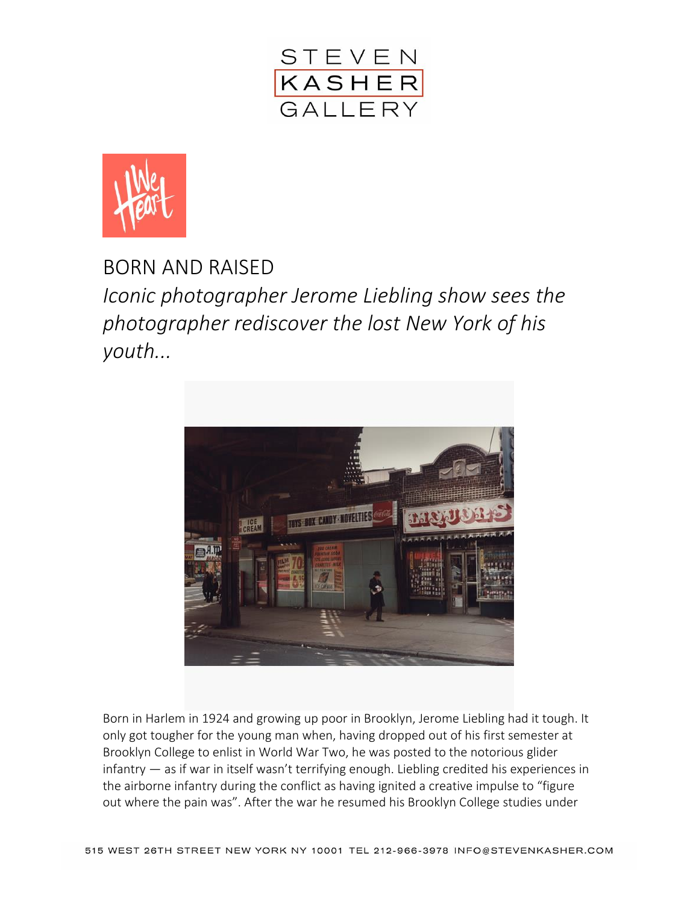STEVEN KASHER GALLERY

# BORN AND RAISED

*Iconic photographer Jerome Liebling show sees the photographer rediscover the lost New York of his youth...*

Born in Harlem in 1924 and growing up poor in Brooklyn, Jerome Liebling had it tough. It only got tougher for the young man when, having dropped out of his first semester at Brooklyn College to enlist in World War Two, he was posted to the notorious glider infantry — as if war in itself wasn't terrifying enough. Liebling credited his experiences in the airborne infantry during the conflict as having ignited a creative impulse to "figure out where the pain was". After the war he resumed his Brooklyn College studies under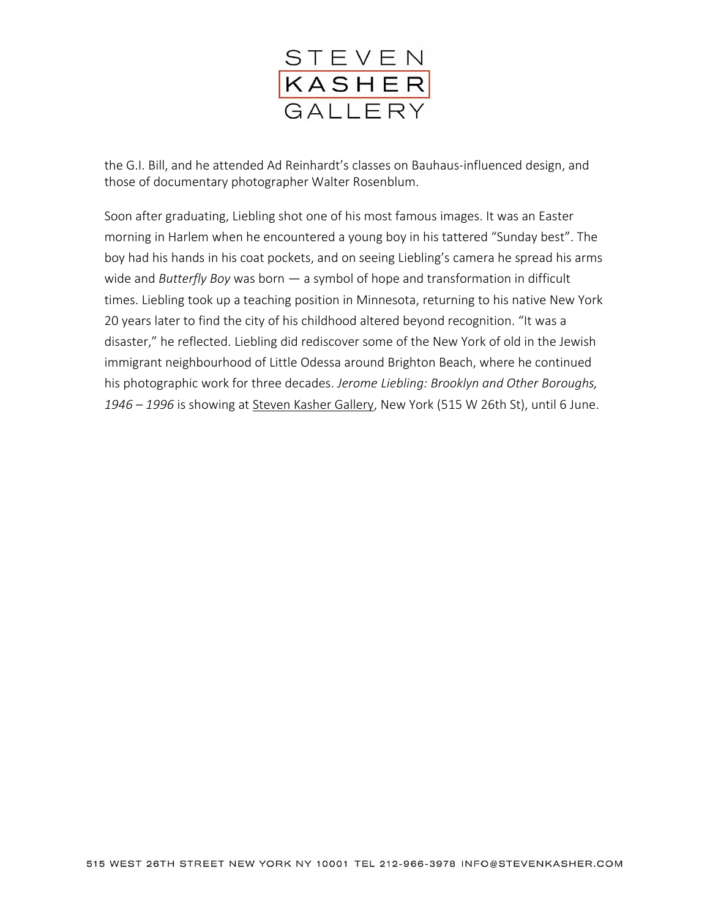the G.I. Bill, and he attended Ad Reinhardt's classes on Bauhaus-influenced design, and those of documentary photographer Walter Rosenblum.

Soon after graduating, Liebling shot one of his most famous images. It was an Easter morning in Harlem when he encountered a young boy in his tattered "Sunday best". The boy had his hands in his coat pockets, and on seeing Liebling's camera he spread his arms wide and *Butterfly Boy* was born — a symbol of hope and transformation in difficult times. Liebling took up a teaching position in Minnesota, returning to his native New York 20 years later to find the city of his childhood altered beyond recognition. "It was a disaster," he reflected. Liebling did rediscover some of the New York of old in the Jewish immigrant neighbourhood of Little Odessa around Brighton Beach, where he continued his photographic work for three decades. *Jerome Liebling: Brooklyn and Other Boroughs, 1946 – 1996* is showing at Steven Kasher Gallery, New York (515 W 26th St), until 6 June.